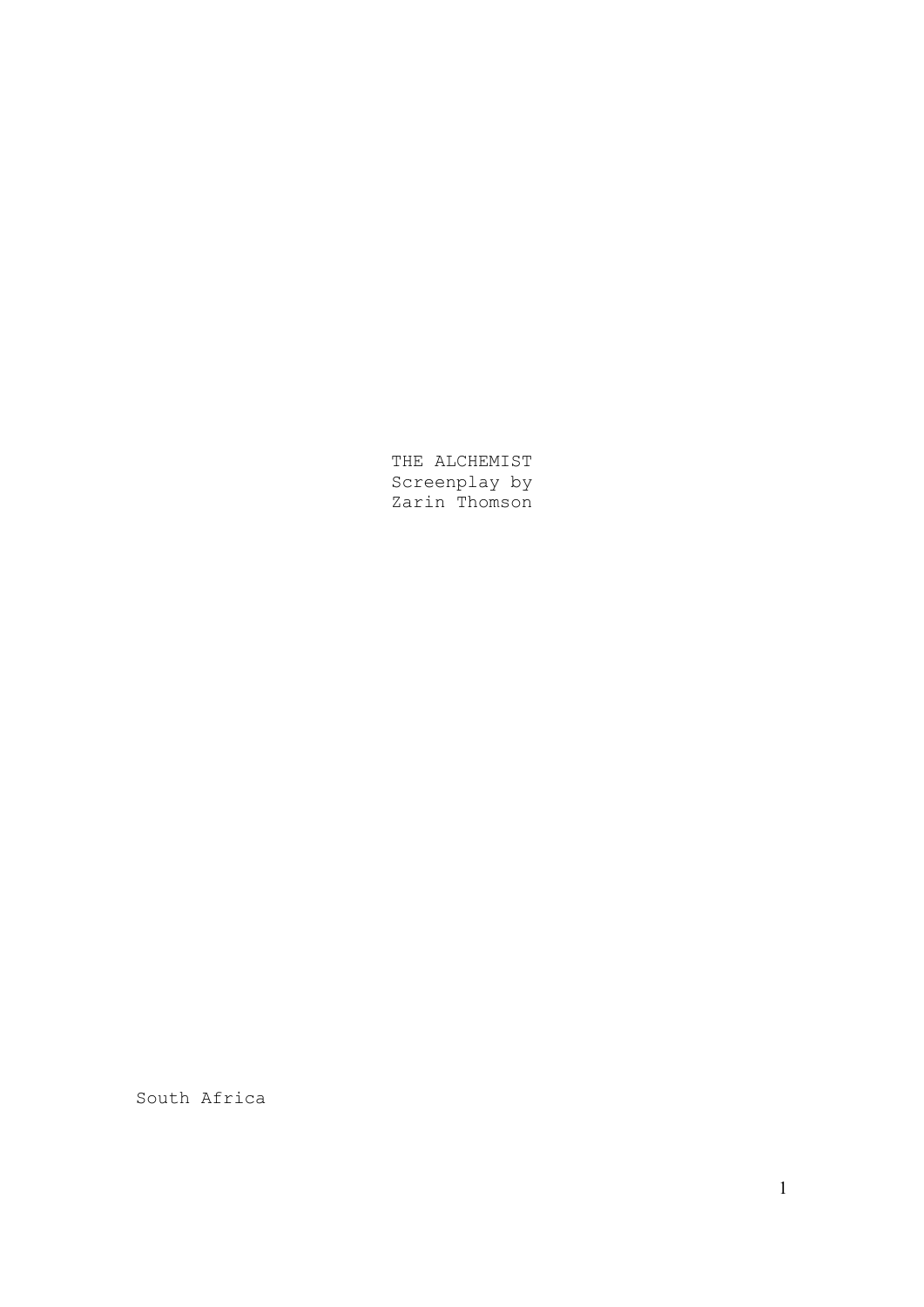THE ALCHEMIST
Screenplay by
Zarin Thomson

South Africa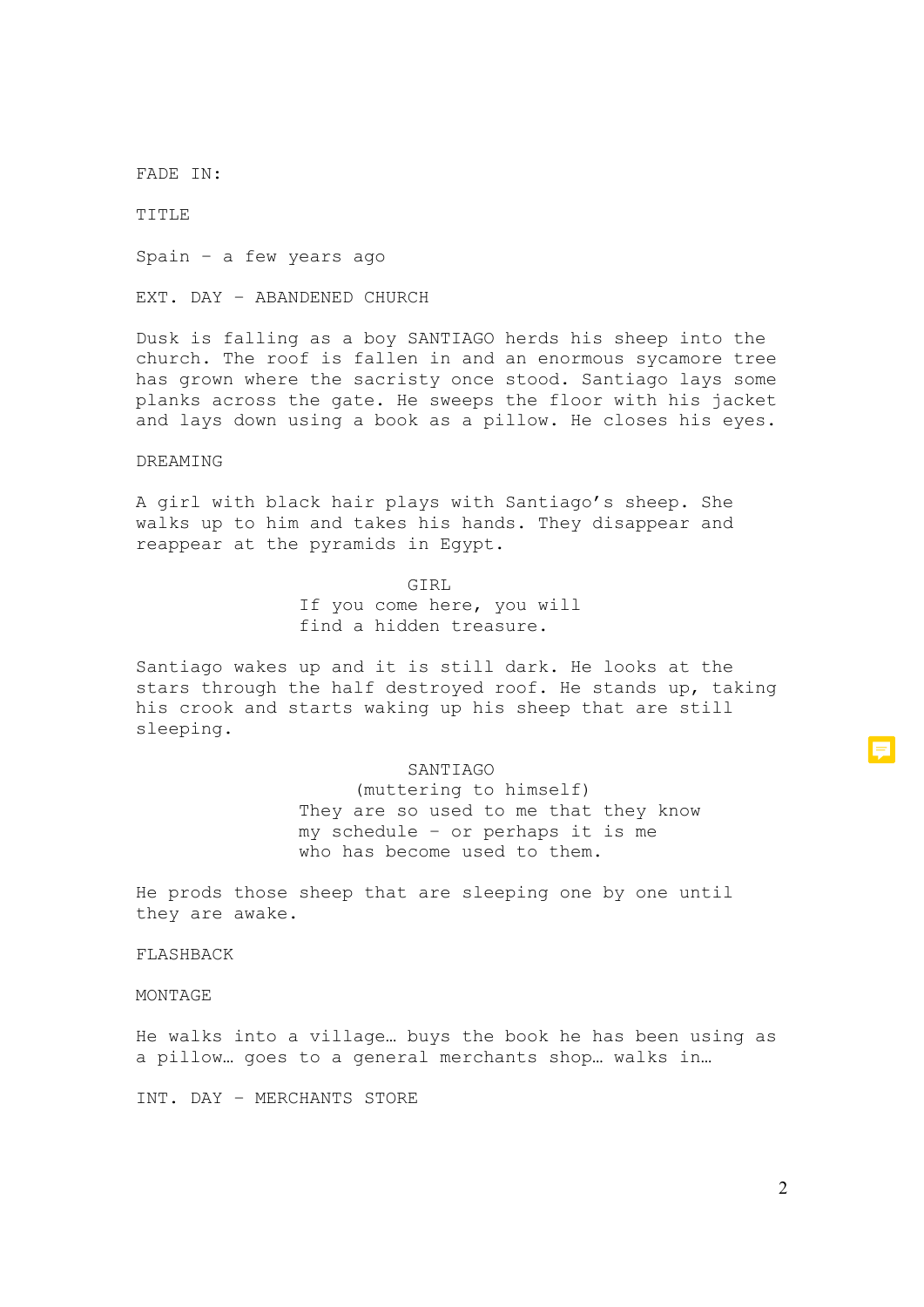FADE IN:

TITLE

Spain – a few years ago

EXT. DAY – ABANDENED CHURCH

Dusk is falling as a boy SANTIAGO herds his sheep into the church. The roof is fallen in and an enormous sycamore tree has grown where the sacristy once stood. Santiago lays some planks across the gate. He sweeps the floor with his jacket and lays down using a book as a pillow. He closes his eyes.

DREAMING

A girl with black hair plays with Santiago's sheep. She walks up to him and takes his hands. They disappear and reappear at the pyramids in Egypt.

GIRL

If you come here, you will find a hidden treasure.

Santiago wakes up and it is still dark. He looks at the stars through the half destroyed roof. He stands up, taking his crook and starts waking up his sheep that are still sleeping.

SANTIAGO

(muttering to himself)

They are so used to me that they know my schedule – or perhaps it is me who has become used to them.

He prods those sheep that are sleeping one by one until they are awake.

FLASHBACK

MONTAGE

He walks into a village… buys the book he has been using as a pillow… goes to a general merchants shop… walks in…

INT. DAY – MERCHANTS STORE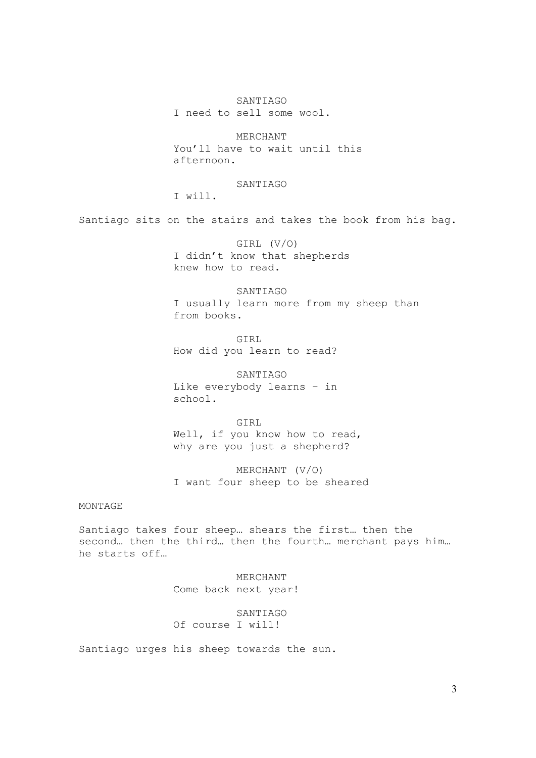SANTIAGO
I need to sell some wool.

MERCHANT
You'll have to wait until this afternoon.

SANTIAGO
I will.

Santiago sits on the stairs and takes the book from his bag.

GIRL (V/O)
I didn't know that shepherds knew how to read.

SANTIAGO
I usually learn more from my sheep than from books.

GIRL
How did you learn to read?

SANTIAGO
Like everybody learns – in school.

GIRL
Well, if you know how to read, why are you just a shepherd?

MERCHANT (V/O)
I want four sheep to be sheared

MONTAGE

Santiago takes four sheep… shears the first… then the second… then the third… then the fourth… merchant pays him… he starts off…

MERCHANT
Come back next year!

SANTIAGO
Of course I will!

Santiago urges his sheep towards the sun.